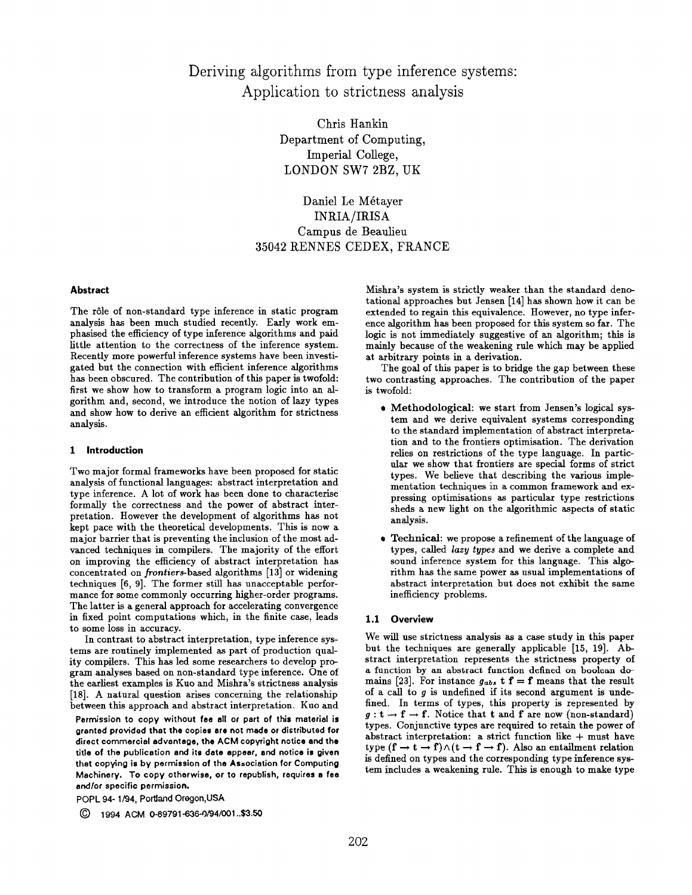# Deriving algorithms from type inference systems: Application to strictness analysis

Chris Hankin
Department of Computing,
Imperial College,
LONDON SW7 2BZ, UK

Daniel Le Métayer
INRIA/IRISA
Campus de Beaulieu
35042 RENNES CEDEX, FRANCE

## Abstract

The rôle of non-standard type inference in static program analysis has been much studied recently. Early work emphasised the efficiency of type inference algorithms and paid little attention to the correctness of the inference system. Recently more powerful inference systems have been investigated but the connection with efficient inference algorithms has been obscured. The contribution of this paper is twofold: first we show how to transform a program logic into an algorithm and, second, we introduce the notion of lazy types and show how to derive an efficient algorithm for strictness analysis.

## 1 Introduction

Two major formal frameworks have been proposed for static analysis of functional languages: abstract interpretation and type inference. A lot of work has been done to characterise formally the correctness and the power of abstract interpretation. However the development of algorithms has not kept pace with the theoretical developments. This is now a major barrier that is preventing the inclusion of the most advanced techniques in compilers. The majority of the effort on improving the efficiency of abstract interpretation has concentrated on *frontiers*-based algorithms [13] or widening techniques [6, 9]. The former still has unacceptable performance for some commonly occurring higher-order programs. The latter is a general approach for accelerating convergence in fixed point computations which, in the finite case, leads to some loss in accuracy.

In contrast to abstract interpretation, type inference systems are routinely implemented as part of production quality compilers. This has led some researchers to develop program analyses based on non-standard type inference. One of the earliest examples is Kuo and Mishra's strictness analysis [18]. A natural question arises concerning the relationship between this approach and abstract interpretation. Kuo and Mishra's system is strictly weaker than the standard denotational approaches but Jensen [14] has shown how it can be extended to regain this equivalence. However, no type inference algorithm has been proposed for this system so far. The logic is not immediately suggestive of an algorithm; this is mainly because of the weakening rule which may be applied at arbitrary points in a derivation.

Permission to copy without fee all or part of this material is granted provided that the copies are not made or distributed for direct commercial advantage, the ACM copyright notice and the title of the publication and its date appear, and notice is given that copying is by permission of the Association for Computing Machinery. To copy otherwise, or to republish, requires a fee and/or specific permission.

POPL 94- 1/94, Portland Oregon,USA

© 1994 ACM 0-89791-636-0/94/001..$3.50

The goal of this paper is to bridge the gap between these two contrasting approaches. The contribution of the paper is twofold:

- **Methodological**: we start from Jensen's logical system and we derive equivalent systems corresponding to the standard implementation of abstract interpretation and to the frontiers optimisation. The derivation relies on restrictions of the type language. In particular we show that frontiers are special forms of strict types. We believe that describing the various implementation techniques in a common framework and expressing optimisations as particular type restrictions sheds a new light on the algorithmic aspects of static analysis.
- **Technical**: we propose a refinement of the language of types, called *lazy types* and we derive a complete and sound inference system for this language. This algorithm has the same power as usual implementations of abstract interpretation but does not exhibit the same inefficiency problems.

### 1.1 Overview

We will use strictness analysis as a case study in this paper but the techniques are generally applicable [15, 19]. Abstract interpretation represents the strictness property of a function by an abstract function defined on boolean domains [23]. For instance $g_{abs}$ t f = f means that the result of a call to $g$ is undefined if its second argument is undefined. In terms of types, this property is represented by $g : \mathbf{t} \rightarrow \mathbf{f} \rightarrow \mathbf{f}$. Notice that t and f are now (non-standard) types. Conjunctive types are required to retain the power of abstract interpretation: a strict function like + must have type $(\mathbf{f} \rightarrow \mathbf{t} \rightarrow \mathbf{f}) \wedge (\mathbf{t} \rightarrow \mathbf{f} \rightarrow \mathbf{f})$. Also an entailment relation is defined on types and the corresponding type inference system includes a weakening rule. This is enough to make type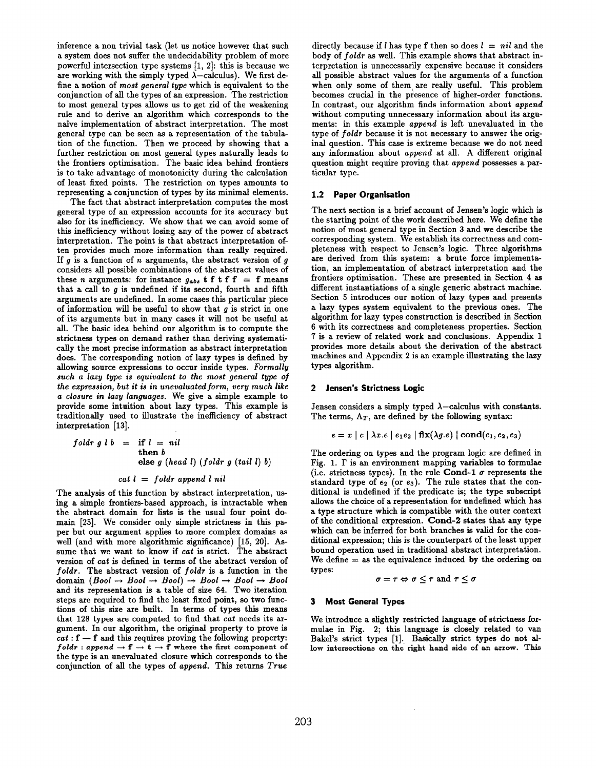inference a non trivial task (let us notice however that such a system does not suffer the undecidability problem of more powerful intersection type systems [1, 2]: this is because we are working with the simply typed $\lambda$-calculus). We first define a notion of *most general type* which is equivalent to the conjunction of all the types of an expression. The restriction to most general types allows us to get rid of the weakening rule and to derive an algorithm which corresponds to the naïve implementation of abstract interpretation. The most general type can be seen as a representation of the tabulation of the function. Then we proceed by showing that a further restriction on most general types naturally leads to the frontiers optimisation. The basic idea behind frontiers is to take advantage of monotonicity during the calculation of least fixed points. The restriction on types amounts to representing a conjunction of types by its minimal elements.

The fact that abstract interpretation computes the most general type of an expression accounts for its accuracy but also for its inefficiency. We show that we can avoid some of this inefficiency without losing any of the power of abstract interpretation. The point is that abstract interpretation often provides much more information than really required. If $g$ is a function of $n$ arguments, the abstract version of $g$ considers all possible combinations of the abstract values of these $n$ arguments: for instance $g_{abs}$ **t f t f f** = **f** means that a call to $g$ is undefined if its second, fourth and fifth arguments are undefined. In some cases this particular piece of information will be useful to show that $g$ is strict in one of its arguments but in many cases it will not be useful at all. The basic idea behind our algorithm is to compute the strictness types on demand rather than deriving systematically the most precise information as abstract interpretation does. The corresponding notion of lazy types is defined by allowing source expressions to occur inside types. *Formally such a lazy type is equivalent to the most general type of the expression, but it is in unevaluated form, very much like a closure in lazy languages.* We give a simple example to provide some intuition about lazy types. This example is traditionally used to illustrate the inefficiency of abstract interpretation [13].

$$
\begin{aligned}
foldr\ g\ l\ b \ &= \ \textbf{if}\ l\ =\ nil \\
&\quad\ \textbf{then}\ b \\
&\quad\ \textbf{else}\ g\ (head\ l)\ (foldr\ g\ (tail\ l)\ b)
\end{aligned}
$$

$$cat\ l \ = \ foldr\ append\ l\ nil$$

The analysis of this function by abstract interpretation, using a simple frontiers-based approach, is intractable when the abstract domain for lists is the usual four point domain [25]. We consider only simple strictness in this paper but our argument applies to more complex domains as well (and with more algorithmic significance) [15, 20]. Assume that we want to know if *cat* is strict. The abstract version of *cat* is defined in terms of the abstract version of *foldr*. The abstract version of *foldr* is a function in the domain $(Bool \rightarrow Bool \rightarrow Bool) \rightarrow Bool \rightarrow Bool \rightarrow Bool$ and its representation is a table of size 64. Two iteration steps are required to find the least fixed point, so two functions of this size are built. In terms of types this means that 128 types are computed to find that *cat* needs its argument. In our algorithm, the original property to prove is $cat : \mathbf{f} \rightarrow \mathbf{f}$ and this requires proving the following property: $foldr : append \rightarrow \mathbf{f} \rightarrow \mathbf{t} \rightarrow \mathbf{f}$ where the first component of the type is an unevaluated closure which corresponds to the conjunction of all the types of *append*. This returns *True* directly because if $l$ has type **f** then so does $l\ =\ nil$ and the body of *foldr* as well. This example shows that abstract interpretation is unnecessarily expensive because it considers all possible abstract values for the arguments of a function when only some of them are really useful. This problem becomes crucial in the presence of higher-order functions. In contrast, our algorithm finds information about *append* without computing unnecessary information about its arguments: in this example *append* is left unevaluated in the type of *foldr* because it is not necessary to answer the original question. This case is extreme because we do not need any information about *append* at all. A different original question might require proving that *append* possesses a particular type.

### 1.2 Paper Organisation

The next section is a brief account of Jensen's logic which is the starting point of the work described here. We define the notion of most general type in Section 3 and we describe the corresponding system. We establish its correctness and completeness with respect to Jensen's logic. Three algorithms are derived from this system: a brute force implementation, an implementation of abstract interpretation and the frontiers optimisation. These are presented in Section 4 as different instantiations of a single generic abstract machine. Section 5 introduces our notion of lazy types and presents a lazy types system equivalent to the previous ones. The algorithm for lazy types construction is described in Section 6 with its correctness and completeness properties. Section 7 is a review of related work and conclusions. Appendix 1 provides more details about the derivation of the abstract machines and Appendix 2 is an example illustrating the lazy types algorithm.

## 2 Jensen's Strictness Logic

Jensen considers a simply typed $\lambda$-calculus with constants. The terms, $\Lambda_T$, are defined by the following syntax:

$$e = x \mid c \mid \lambda x.e \mid e_1 e_2 \mid \mathbf{fix}(\lambda g.e) \mid \mathbf{cond}(e_1, e_2, e_3)$$

The ordering on types and the program logic are defined in Fig. 1. $\Gamma$ is an environment mapping variables to formulae (i.e. strictness types). In the rule **Cond-1** $\sigma$ represents the standard type of $e_2$ (or $e_3$). The rule states that the conditional is undefined if the predicate is; the type subscript allows the choice of a representation for undefined which has a type structure which is compatible with the outer context of the conditional expression. **Cond-2** states that any type which can be inferred for both branches is valid for the conditional expression; this is the counterpart of the least upper bound operation used in traditional abstract interpretation. We define = as the equivalence induced by the ordering on types:

$$\sigma = \tau \Leftrightarrow \sigma \leq \tau \text{ and } \tau \leq \sigma$$

## 3 Most General Types

We introduce a slightly restricted language of strictness formulae in Fig. 2; this language is closely related to van Bakel's strict types [1]. Basically strict types do not allow intersections on the right hand side of an arrow. This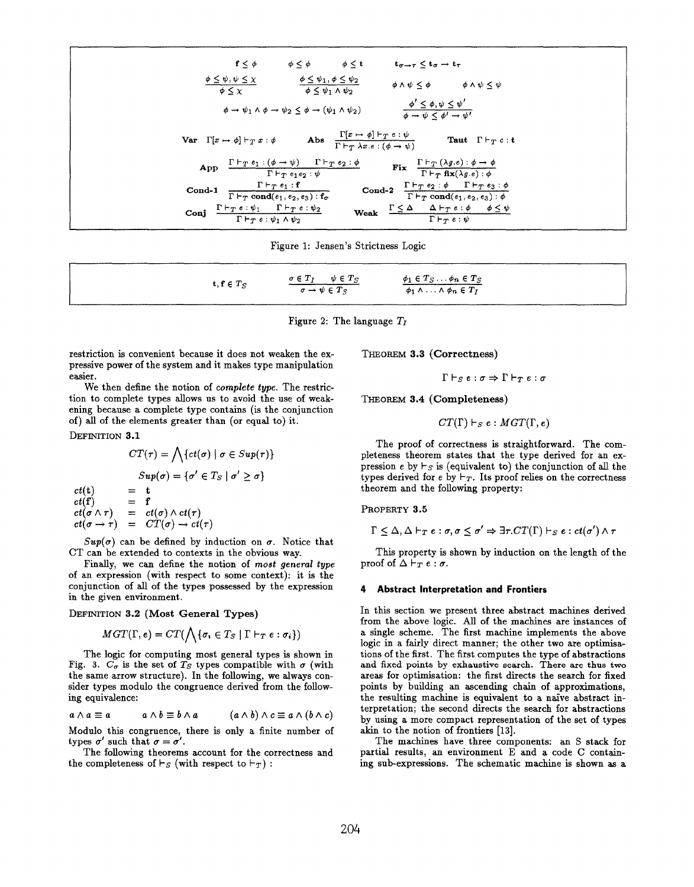$$\mathbf{f} \leq \phi \qquad \phi \leq \phi \qquad \phi \leq \mathbf{t} \qquad \mathbf{t}_{\sigma \to \tau} \leq \mathbf{t}_\sigma \to \mathbf{t}_\tau$$

$$\frac{\phi \leq \psi, \psi \leq \chi}{\phi \leq \chi} \qquad \frac{\phi \leq \psi_1, \phi \leq \psi_2}{\phi \leq \psi_1 \wedge \psi_2} \qquad \phi \wedge \psi \leq \phi \qquad \phi \wedge \psi \leq \psi$$

$$\phi \to \psi_1 \wedge \phi \to \psi_2 \leq \phi \to (\psi_1 \wedge \psi_2) \qquad \frac{\phi' \leq \phi, \psi \leq \psi'}{\phi \to \psi \leq \phi' \to \psi'}$$

$$\textbf{Var} \;\; \Gamma[x \mapsto \phi] \vdash_T x : \phi \qquad \textbf{Abs} \;\; \frac{\Gamma[x \mapsto \phi] \vdash_T e : \psi}{\Gamma \vdash_T \lambda x.e : (\phi \to \psi)} \qquad \textbf{Taut} \;\; \Gamma \vdash_T c : \mathbf{t}$$

$$\textbf{App} \;\; \frac{\Gamma \vdash_T e_1 : (\phi \to \psi) \quad \Gamma \vdash_T e_2 : \phi}{\Gamma \vdash_T e_1 e_2 : \psi} \qquad \textbf{Fix} \;\; \frac{\Gamma \vdash_T (\lambda g.e) : \phi \to \phi}{\Gamma \vdash_T \mathbf{fix}(\lambda g.e) : \phi}$$

$$\textbf{Cond-1} \;\; \frac{\Gamma \vdash_T e_1 : \mathbf{f}}{\Gamma \vdash_T \mathbf{cond}(e_1, e_2, e_3) : \mathbf{f}_\sigma} \qquad \textbf{Cond-2} \;\; \frac{\Gamma \vdash_T e_2 : \phi \quad \Gamma \vdash_T e_3 : \phi}{\Gamma \vdash_T \mathbf{cond}(e_1, e_2, e_3) : \phi}$$

$$\textbf{Conj} \;\; \frac{\Gamma \vdash_T e : \psi_1 \quad \Gamma \vdash_T e : \psi_2}{\Gamma \vdash_T e : \psi_1 \wedge \psi_2} \qquad \textbf{Weak} \;\; \frac{\Gamma \leq \Delta \quad \Delta \vdash_T e : \phi \quad \phi \leq \psi}{\Gamma \vdash_T e : \psi}$$

Figure 1: Jensen's Strictness Logic

$$\mathbf{t}, \mathbf{f} \in T_S \qquad \frac{\sigma \in T_I \quad \psi \in T_S}{\sigma \to \psi \in T_S} \qquad \frac{\phi_1 \in T_S \ldots \phi_n \in T_S}{\phi_1 \wedge \ldots \wedge \phi_n \in T_I}$$

Figure 2: The language $T_I$

restriction is convenient because it does not weaken the expressive power of the system and it makes type manipulation easier.

We then define the notion of *complete type*. The restriction to complete types allows us to avoid the use of weakening because a complete type contains (is the conjunction of) all of the elements greater than (or equal to) it.

DEFINITION 3.1

$$CT(\tau) = \bigwedge \{ct(\sigma) \mid \sigma \in Sup(\tau)\}$$

$$Sup(\sigma) = \{\sigma' \in T_S \mid \sigma' \geq \sigma\}$$

$$\begin{aligned} ct(\mathbf{t}) &= \mathbf{t} \\ ct(\mathbf{f}) &= \mathbf{f} \\ ct(\sigma \wedge \tau) &= ct(\sigma) \wedge ct(\tau) \\ ct(\sigma \to \tau) &= CT(\sigma) \to ct(\tau) \end{aligned}$$

$Sup(\sigma)$ can be defined by induction on $\sigma$. Notice that CT can be extended to contexts in the obvious way.

Finally, we can define the notion of *most general type* of an expression (with respect to some context): it is the conjunction of all of the types possessed by the expression in the given environment.

DEFINITION 3.2 **(Most General Types)**

$$MGT(\Gamma, e) = CT(\bigwedge \{\sigma_i \in T_S \mid \Gamma \vdash_T e : \sigma_i\})$$

The logic for computing most general types is shown in Fig. 3. $C_\sigma$ is the set of $T_S$ types compatible with $\sigma$ (with the same arrow structure). In the following, we always consider types modulo the congruence derived from the following equivalence:

$$a \wedge a \equiv a \qquad a \wedge b \equiv b \wedge a \qquad (a \wedge b) \wedge c \equiv a \wedge (b \wedge c)$$

Modulo this congruence, there is only a finite number of types $\sigma'$ such that $\sigma = \sigma'$.

The following theorems account for the correctness and the completeness of $\vdash_S$ (with respect to $\vdash_T$) :

THEOREM 3.3 **(Correctness)**

$$\Gamma \vdash_S e : \sigma \Rightarrow \Gamma \vdash_T e : \sigma$$

THEOREM 3.4 **(Completeness)**

$$CT(\Gamma) \vdash_S e : MGT(\Gamma, e)$$

The proof of correctness is straightforward. The completeness theorem states that the type derived for an expression $e$ by $\vdash_S$ is (equivalent to) the conjunction of all the types derived for $e$ by $\vdash_T$. Its proof relies on the correctness theorem and the following property:

PROPERTY 3.5

$$\Gamma \leq \Delta, \Delta \vdash_T e : \sigma, \sigma \leq \sigma' \Rightarrow \exists \tau. CT(\Gamma) \vdash_S e : ct(\sigma') \wedge \tau$$

This property is shown by induction on the length of the proof of $\Delta \vdash_T e : \sigma$.

## 4 Abstract Interpretation and Frontiers

In this section we present three abstract machines derived from the above logic. All of the machines are instances of a single scheme. The first machine implements the above logic in a fairly direct manner; the other two are optimisations of the first. The first computes the type of abstractions and fixed points by exhaustive search. There are thus two areas for optimisation: the first directs the search for fixed points by building an ascending chain of approximations, the resulting machine is equivalent to a naïve abstract interpretation; the second directs the search for abstractions by using a more compact representation of the set of types akin to the notion of frontiers [13].

The machines have three components: an S stack for partial results, an environment E and a code C containing sub-expressions. The schematic machine is shown as a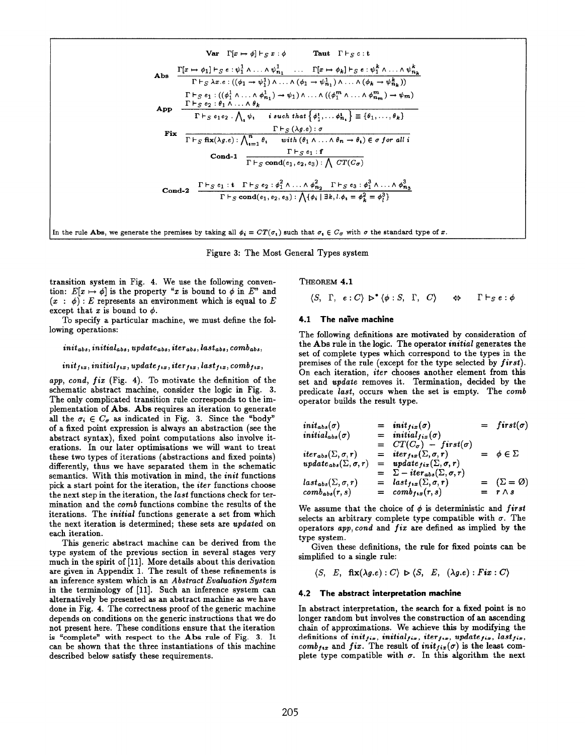$$\textbf{Var} \quad \Gamma[x \mapsto \phi] \vdash_S x : \phi \qquad \textbf{Taut} \quad \Gamma \vdash_S c : \mathbf{t}$$

$$\textbf{Abs} \quad \frac{\Gamma[x \mapsto \phi_1] \vdash_S e : \psi_1^1 \wedge \ldots \wedge \psi_{n_1}^1 \quad \ldots \quad \Gamma[x \mapsto \phi_k] \vdash_S e : \psi_1^k \wedge \ldots \wedge \psi_{n_k}^k}{\Gamma \vdash_S \lambda x.e : ((\phi_1 \rightarrow \psi_1^1) \wedge \ldots \wedge (\phi_1 \rightarrow \psi_{n_1}^1) \wedge \ldots \wedge (\phi_k \rightarrow \psi_{n_k}^k))}$$

$$\textbf{App} \quad \frac{\begin{array}{c}\Gamma \vdash_S e_1 : ((\phi_1^1 \wedge \ldots \wedge \phi_{n_1}^1) \rightarrow \psi_1) \wedge \ldots \wedge ((\phi_1^m \wedge \ldots \wedge \phi_{n_m}^m) \rightarrow \psi_m) \\ \Gamma \vdash_S e_2 : \theta_1 \wedge \ldots \wedge \theta_k\end{array}}{\Gamma \vdash_S e_1 e_2 : \bigwedge_i \psi_i \quad i \text{ such that } \{\phi_1^i, \ldots \phi_{n_i}^i\} \equiv \{\theta_1, \ldots, \theta_k\}}$$

$$\textbf{Fix} \quad \frac{\Gamma \vdash_S (\lambda g.e) : \sigma}{\Gamma \vdash_S \mathbf{fix}(\lambda g.e) : \bigwedge_{i=1}^n \theta_i \quad \text{with } (\theta_1 \wedge \ldots \wedge \theta_n \rightarrow \theta_i) \in \sigma \text{ for all } i}$$

$$\textbf{Cond-1} \quad \frac{\Gamma \vdash_S e_1 : \mathbf{f}}{\Gamma \vdash_S \mathbf{cond}(e_1, e_2, e_3) : \bigwedge CT(C_\sigma)}$$

$$\textbf{Cond-2} \quad \frac{\Gamma \vdash_S e_1 : \mathbf{t} \quad \Gamma \vdash_S e_2 : \phi_1^2 \wedge \ldots \wedge \phi_{n_2}^2 \quad \Gamma \vdash_S e_3 : \phi_1^3 \wedge \ldots \wedge \phi_{n_3}^3}{\Gamma \vdash_S \mathbf{cond}(e_1, e_2, e_3) : \bigwedge \{\phi_i \mid \exists k, l. \phi_i = \phi_k^2 = \phi_l^3\}}$$

In the rule **Abs**, we generate the premises by taking all $\phi_i = CT(\sigma_i)$ such that $\sigma_i \in C_\sigma$ with $\sigma$ the standard type of $x$.

Figure 3: The Most General Types system

transition system in Fig. 4. We use the following convention: $E[x \mapsto \phi]$ is the property "$x$ is bound to $\phi$ in $E$" and $(x : \phi) : E$ represents an environment which is equal to $E$ except that $x$ is bound to $\phi$.

To specify a particular machine, we must define the following operations:

$init_{abs}, initial_{abs}, update_{abs}, iter_{abs}, last_{abs}, comb_{abs},$

$init_{fix}, initial_{fix}, update_{fix}, iter_{fix}, last_{fix}, comb_{fix},$

*app*, *cond*, *fix* (Fig. 4). To motivate the definition of the schematic abstract machine, consider the logic in Fig. 3. The only complicated transition rule corresponds to the implementation of **Abs**. **Abs** requires an iteration to generate all the $\sigma_i \in C_\sigma$ as indicated in Fig. 3. Since the "body" of a fixed point expression is always an abstraction (see the abstract syntax), fixed point computations also involve iterations. In our later optimisations we will want to treat these two types of iterations (abstractions and fixed points) differently, thus we have separated them in the schematic semantics. With this motivation in mind, the *init* functions pick a start point for the iteration, the *iter* functions choose the next step in the iteration, the *last* functions check for termination and the *comb* functions combine the results of the iterations. The *initial* functions generate a set from which the next iteration is determined; these sets are *update*d on each iteration.

This generic abstract machine can be derived from the type system of the previous section in several stages very much in the spirit of [11]. More details about this derivation are given in Appendix 1. The result of these refinements is an inference system which is an *Abstract Evaluation System* in the terminology of [11]. Such an inference system can alternatively be presented as an abstract machine as we have done in Fig. 4. The correctness proof of the generic machine depends on conditions on the generic instructions that we do not present here. These conditions ensure that the iteration is "complete" with respect to the **Abs** rule of Fig. 3. It can be shown that the three instantiations of this machine described below satisfy these requirements.

THEOREM 4.1

$$\langle S,\ \Gamma,\ e : C\rangle \triangleright^* \langle \phi : S,\ \Gamma,\ C\rangle \quad \Leftrightarrow \quad \Gamma \vdash_S e : \phi$$

### 4.1 The naïve machine

The following definitions are motivated by consideration of the **Abs** rule in the logic. The operator *initial* generates the set of complete types which correspond to the types in the premises of the rule (except for the type selected by *first*). On each iteration, *iter* chooses another element from this set and *update* removes it. Termination, decided by the predicate *last*, occurs when the set is empty. The *comb* operator builds the result type.

$$\begin{array}{lcll}
init_{abs}(\sigma) & = & init_{fix}(\sigma) & = \ first(\sigma) \\
initial_{abs}(\sigma) & = & initial_{fix}(\sigma) & \\
 & = & CT(C_\sigma) - first(\sigma) & \\
iter_{abs}(\Sigma, \sigma, r) & = & iter_{fix}(\Sigma, \sigma, r) & = \ \phi \in \Sigma \\
update_{abs}(\Sigma, \sigma, r) & = & update_{fix}(\Sigma, \sigma, r) & \\
 & = & \Sigma - iter_{abs}(\Sigma, \sigma, r) & \\
last_{abs}(\Sigma, \sigma, r) & = & last_{fix}(\Sigma, \sigma, r) & = \ (\Sigma = \emptyset) \\
comb_{abs}(r, s) & = & comb_{fix}(r, s) & = \ r \wedge s
\end{array}$$

We assume that the choice of $\phi$ is deterministic and *first* selects an arbitrary complete type compatible with $\sigma$. The operators *app*, *cond* and *fix* are defined as implied by the type system.

Given these definitions, the rule for fixed points can be simplified to a single rule:

$$\langle S,\ E,\ \mathbf{fix}(\lambda g.e) : C\rangle \triangleright \langle S,\ E,\ (\lambda g.e) : Fix : C\rangle$$

### 4.2 The abstract interpretation machine

In abstract interpretation, the search for a fixed point is no longer random but involves the construction of an ascending chain of approximations. We achieve this by modifying the definitions of $init_{fix}$, $initial_{fix}$, $iter_{fix}$, $update_{fix}$, $last_{fix}$, $comb_{fix}$ and *fix*. The result of $init_{fix}(\sigma)$ is the least complete type compatible with $\sigma$. In this algorithm the next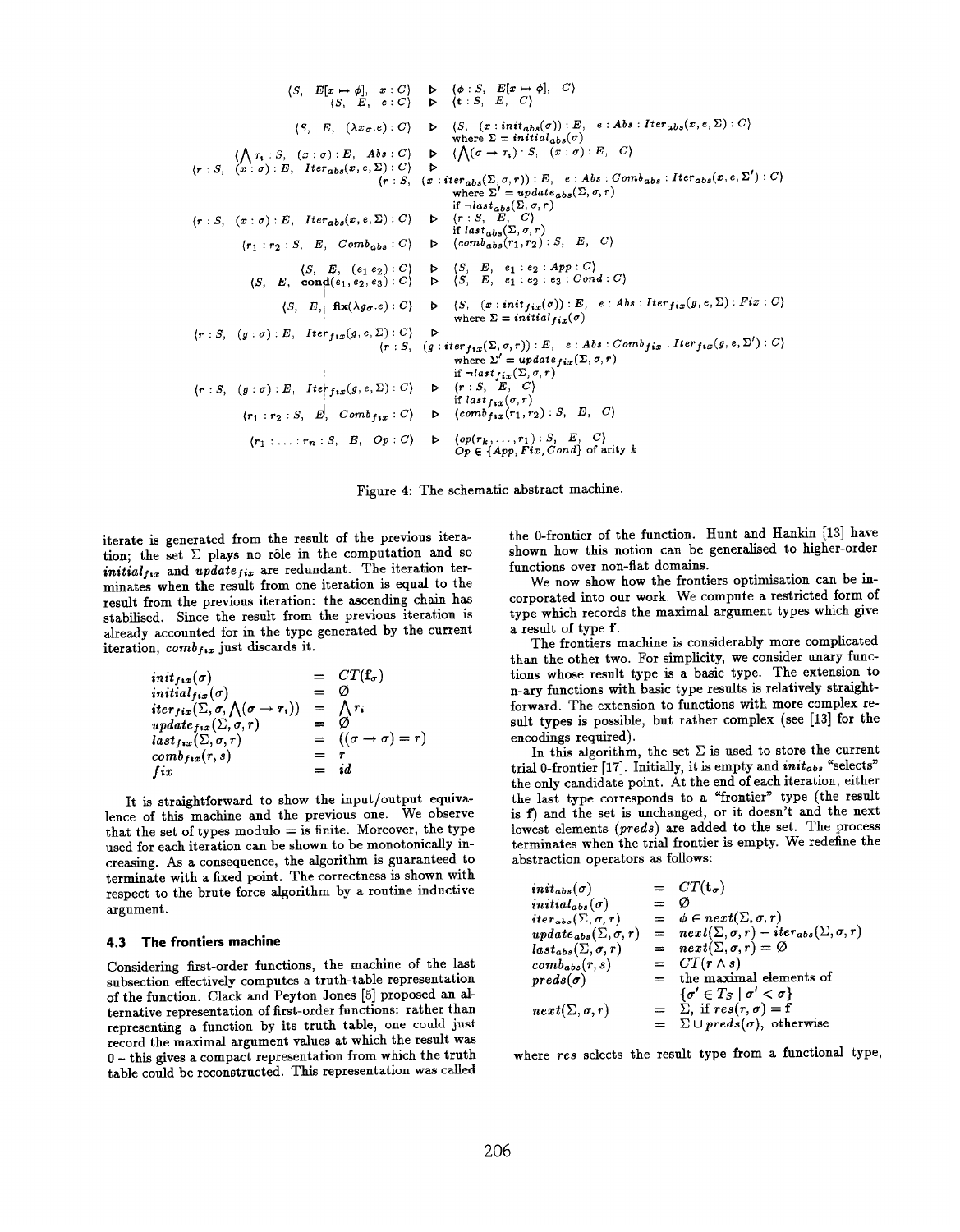$$
\begin{array}{rcl}
\langle S,\ E[x \mapsto \phi],\ x : C\rangle & \triangleright & \langle \phi : S,\ E[x \mapsto \phi],\ C\rangle \\
\langle S,\ E,\ c : C\rangle & \triangleright & \langle \mathbf{t} : S,\ E,\ C\rangle \\
\langle S,\ E,\ (\lambda x_\sigma.e) : C\rangle & \triangleright & \langle S,\ (x : init_{abs}(\sigma)) : E,\ \ e : Abs : Iter_{abs}(x, e, \Sigma) : C\rangle \\
 & & \text{where } \Sigma = initial_{abs}(\sigma) \\
\langle \bigwedge \tau_i : S,\ (x : \sigma) : E,\ Abs : C\rangle & \triangleright & \langle \bigwedge(\sigma \rightarrow \tau_i) : S,\ (x : \sigma) : E,\ C\rangle \\
\langle r : S,\ (x : \sigma) : E,\ Iter_{abs}(x, e, \Sigma) : C\rangle & \triangleright & \\
 & & \langle r : S,\ (x : iter_{abs}(\Sigma, \sigma, r)) : E,\ \ e : Abs : Comb_{abs} : Iter_{abs}(x, e, \Sigma') : C\rangle \\
 & & \text{where } \Sigma' = update_{abs}(\Sigma, \sigma, r) \\
 & & \text{if } \neg last_{abs}(\Sigma, \sigma, r) \\
\langle r : S,\ (x : \sigma) : E,\ Iter_{abs}(x, e, \Sigma) : C\rangle & \triangleright & \langle r : S,\ E,\ C\rangle \\
 & & \text{if } last_{abs}(\Sigma, \sigma, r) \\
\langle r_1 : r_2 : S,\ E,\ Comb_{abs} : C\rangle & \triangleright & \langle comb_{abs}(r_1, r_2) : S,\ E,\ C\rangle \\
\langle S,\ E,\ (e_1\, e_2) : C\rangle & \triangleright & \langle S,\ E,\ e_1 : e_2 : App : C\rangle \\
\langle S,\ E,\ \mathbf{cond}(e_1, e_2, e_3) : C\rangle & \triangleright & \langle S,\ E,\ e_1 : e_2 : e_3 : Cond : C\rangle \\
\langle S,\ E,\ \mathbf{fix}(\lambda g_\sigma.e) : C\rangle & \triangleright & \langle S,\ (x : init_{fix}(\sigma)) : E,\ \ e : Abs : Iter_{fix}(g, e, \Sigma) : Fix : C\rangle \\
 & & \text{where } \Sigma = initial_{fix}(\sigma) \\
\langle r : S,\ (g : \sigma) : E,\ Iter_{fix}(g, e, \Sigma) : C\rangle & \triangleright & \\
 & & \langle r : S,\ (g : iter_{fix}(\Sigma, \sigma, r)) : E,\ \ e : Abs : Comb_{fix} : Iter_{fix}(g, e, \Sigma') : C\rangle \\
 & & \text{where } \Sigma' = update_{fix}(\Sigma, \sigma, r) \\
 & & \text{if } \neg last_{fix}(\Sigma, \sigma, r) \\
\langle r : S,\ (g : \sigma) : E,\ Iter_{fix}(g, e, \Sigma) : C\rangle & \triangleright & \langle r : S,\ E,\ C\rangle \\
 & & \text{if } last_{fix}(\sigma, r) \\
\langle r_1 : r_2 : S,\ E,\ Comb_{fix} : C\rangle & \triangleright & \langle comb_{fix}(r_1, r_2) : S,\ E,\ C\rangle \\
\langle r_1 : \ldots : r_n : S,\ E,\ Op : C\rangle & \triangleright & \langle op(r_k, \ldots, r_1) : S,\ E,\ C\rangle \\
 & & Op \in \{App, Fix, Cond\} \text{ of arity } k
\end{array}
$$

Figure 4: The schematic abstract machine.

iterate is generated from the result of the previous iteration; the set $\Sigma$ plays no rôle in the computation and so $initial_{fix}$ and $update_{fix}$ are redundant. The iteration terminates when the result from one iteration is equal to the result from the previous iteration: the ascending chain has stabilised. Since the result from the previous iteration is already accounted for in the type generated by the current iteration, $comb_{fix}$ just discards it.

$$
\begin{array}{lcl}
init_{fix}(\sigma) & = & CT(\mathbf{f}_\sigma) \\
initial_{fix}(\sigma) & = & \emptyset \\
iter_{fix}(\Sigma, \sigma, \bigwedge(\sigma \rightarrow \tau_i)) & = & \bigwedge \tau_i \\
update_{fix}(\Sigma, \sigma, r) & = & \emptyset \\
last_{fix}(\Sigma, \sigma, r) & = & ((\sigma \rightarrow \sigma) = r) \\
comb_{fix}(r, s) & = & r \\
fix & = & id
\end{array}
$$

It is straightforward to show the input/output equivalence of this machine and the previous one. We observe that the set of types modulo = is finite. Moreover, the type used for each iteration can be shown to be monotonically increasing. As a consequence, the algorithm is guaranteed to terminate with a fixed point. The correctness is shown with respect to the brute force algorithm by a routine inductive argument.

### 4.3 The frontiers machine

Considering first-order functions, the machine of the last subsection effectively computes a truth-table representation of the function. Clack and Peyton Jones [5] proposed an alternative representation of first-order functions: rather than representing a function by its truth table, one could just record the maximal argument values at which the result was 0 – this gives a compact representation from which the truth table could be reconstructed. This representation was called the 0-frontier of the function. Hunt and Hankin [13] have shown how this notion can be generalised to higher-order functions over non-flat domains.

We now show how the frontiers optimisation can be incorporated into our work. We compute a restricted form of type which records the maximal argument types which give a result of type **f**.

The frontiers machine is considerably more complicated than the other two. For simplicity, we consider unary functions whose result type is a basic type. The extension to n-ary functions with basic type results is relatively straightforward. The extension to functions with more complex result types is possible, but rather complex (see [13] for the encodings required).

In this algorithm, the set $\Sigma$ is used to store the current trial 0-frontier [17]. Initially, it is empty and $init_{abs}$ "selects" the only candidate point. At the end of each iteration, either the last type corresponds to a "frontier" type (the result is **f**) and the set is unchanged, or it doesn't and the next lowest elements ($preds$) are added to the set. The process terminates when the trial frontier is empty. We redefine the abstraction operators as follows:

$$
\begin{array}{lcl}
init_{abs}(\sigma) & = & CT(\mathbf{t}_\sigma) \\
initial_{abs}(\sigma) & = & \emptyset \\
iter_{abs}(\Sigma, \sigma, r) & = & \phi \in next(\Sigma, \sigma, r) \\
update_{abs}(\Sigma, \sigma, r) & = & next(\Sigma, \sigma, r) - iter_{abs}(\Sigma, \sigma, r) \\
last_{abs}(\Sigma, \sigma, r) & = & next(\Sigma, \sigma, r) = \emptyset \\
comb_{abs}(r, s) & = & CT(r \wedge s) \\
preds(\sigma) & = & \text{the maximal elements of} \\
 & & \{\sigma' \in T_S \mid \sigma' < \sigma\} \\
next(\Sigma, \sigma, r) & = & \Sigma, \text{ if } res(r, \sigma) = \mathbf{f} \\
 & = & \Sigma \cup preds(\sigma), \text{ otherwise}
\end{array}
$$

where $res$ selects the result type from a functional type,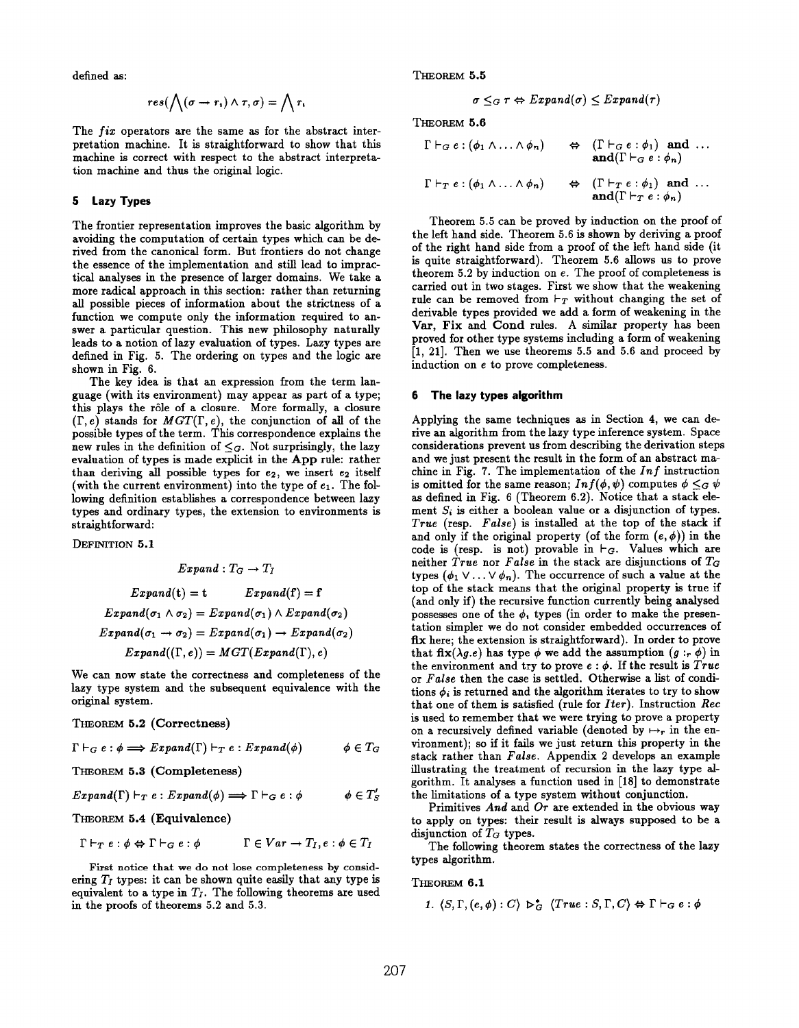defined as:

$$res(\bigwedge(\sigma \rightarrow \tau_i) \wedge \tau, \sigma) = \bigwedge \tau_i$$

The *fix* operators are the same as for the abstract interpretation machine. It is straightforward to show that this machine is correct with respect to the abstract interpretation machine and thus the original logic.

## 5 Lazy Types

The frontier representation improves the basic algorithm by avoiding the computation of certain types which can be derived from the canonical form. But frontiers do not change the essence of the implementation and still lead to impractical analyses in the presence of larger domains. We take a more radical approach in this section: rather than returning all possible pieces of information about the strictness of a function we compute only the information required to answer a particular question. This new philosophy naturally leads to a notion of lazy evaluation of types. Lazy types are defined in Fig. 5. The ordering on types and the logic are shown in Fig. 6.

The key idea is that an expression from the term language (with its environment) may appear as part of a type; this plays the rôle of a closure. More formally, a closure $(\Gamma, e)$ stands for $MGT(\Gamma, e)$, the conjunction of all of the possible types of the term. This correspondence explains the new rules in the definition of $\leq_G$. Not surprisingly, the lazy evaluation of types is made explicit in the **App** rule: rather than deriving all possible types for $e_2$, we insert $e_2$ itself (with the current environment) into the type of $e_1$. The following definition establishes a correspondence between lazy types and ordinary types, the extension to environments is straightforward:

DEFINITION 5.1

$$Expand : T_G \rightarrow T_I$$

$$Expand(\mathbf{t}) = \mathbf{t} \qquad Expand(\mathbf{f}) = \mathbf{f}$$

$$Expand(\sigma_1 \wedge \sigma_2) = Expand(\sigma_1) \wedge Expand(\sigma_2)$$

$$Expand(\sigma_1 \rightarrow \sigma_2) = Expand(\sigma_1) \rightarrow Expand(\sigma_2)$$

$$Expand((\Gamma, e)) = MGT(Expand(\Gamma), e)$$

We can now state the correctness and completeness of the lazy type system and the subsequent equivalence with the original system.

THEOREM **5.2 (Correctness)**

$$\Gamma \vdash_G e : \phi \Longrightarrow Expand(\Gamma) \vdash_T e : Expand(\phi) \qquad \phi \in T_G$$

THEOREM **5.3 (Completeness)**

$$Expand(\Gamma) \vdash_T e : Expand(\phi) \Longrightarrow \Gamma \vdash_G e : \phi \qquad \phi \in T_S'$$

THEOREM **5.4 (Equivalence)**

$$\Gamma \vdash_T e : \phi \Leftrightarrow \Gamma \vdash_G e : \phi \qquad \Gamma \in Var \rightarrow T_I, e : \phi \in T_I$$

First notice that we do not lose completeness by considering $T_I$ types: it can be shown quite easily that any type is equivalent to a type in $T_I$. The following theorems are used in the proofs of theorems 5.2 and 5.3.

THEOREM 5.5

$$\sigma \leq_G \tau \Leftrightarrow Expand(\sigma) \leq Expand(\tau)$$

THEOREM 5.6

$$\Gamma \vdash_G e : (\phi_1 \wedge \ldots \wedge \phi_n) \quad \Leftrightarrow \quad (\Gamma \vdash_G e : \phi_1) \textbf{ and } \ldots \textbf{ and} (\Gamma \vdash_G e : \phi_n)$$

$$\Gamma \vdash_T e : (\phi_1 \wedge \ldots \wedge \phi_n) \quad \Leftrightarrow \quad (\Gamma \vdash_T e : \phi_1) \textbf{ and } \ldots \textbf{ and} (\Gamma \vdash_T e : \phi_n)$$

Theorem 5.5 can be proved by induction on the proof of the left hand side. Theorem 5.6 is shown by deriving a proof of the right hand side from a proof of the left hand side (it is quite straightforward). Theorem 5.6 allows us to prove theorem 5.2 by induction on $e$. The proof of completeness is carried out in two stages. First we show that the weakening rule can be removed from $\vdash_T$ without changing the set of derivable types provided we add a form of weakening in the **Var**, **Fix** and **Cond** rules. A similar property has been proved for other type systems including a form of weakening [1, 21]. Then we use theorems 5.5 and 5.6 and proceed by induction on $e$ to prove completeness.

## 6 The lazy types algorithm

Applying the same techniques as in Section 4, we can derive an algorithm from the lazy type inference system. Space considerations prevent us from describing the derivation steps and we just present the result in the form of an abstract machine in Fig. 7. The implementation of the *Inf* instruction is omitted for the same reason; $Inf(\phi, \psi)$ computes $\phi \leq_G \psi$ as defined in Fig. 6 (Theorem 6.2). Notice that a stack element $S_i$ is either a boolean value or a disjunction of types. *True* (resp. *False*) is installed at the top of the stack if and only if the original property (of the form $(e, \phi)$) in the code is (resp. is not) provable in $\vdash_G$. Values which are neither *True* nor *False* in the stack are disjunctions of $T_G$ types $(\phi_1 \vee \ldots \vee \phi_n)$. The occurrence of such a value at the top of the stack means that the original property is true if (and only if) the recursive function currently being analysed possesses one of the $\phi_i$ types (in order to make the presentation simpler we do not consider embedded occurrences of **fix** here; the extension is straightforward). In order to prove that $\mathbf{fix}(\lambda g.e)$ has type $\phi$ we add the assumption $(g :_r \phi)$ in the environment and try to prove $e : \phi$. If the result is *True* or *False* then the case is settled. Otherwise a list of conditions $\phi_i$ is returned and the algorithm iterates to try to show that one of them is satisfied (rule for *Iter*). Instruction *Rec* is used to remember that we were trying to prove a property on a recursively defined variable (denoted by $\mapsto_r$ in the environment); so if it fails we just return this property in the stack rather than *False*. Appendix 2 develops an example illustrating the treatment of recursion in the lazy type algorithm. It analyses a function used in [18] to demonstrate the limitations of a type system without conjunction.

Primitives *And* and *Or* are extended in the obvious way to apply on types: their result is always supposed to be a disjunction of $T_G$ types.

The following theorem states the correctness of the lazy types algorithm.

THEOREM 6.1

1. $\langle S, \Gamma, (e, \phi) : C \rangle \triangleright_G^* \langle True : S, \Gamma, C \rangle \Leftrightarrow \Gamma \vdash_G e : \phi$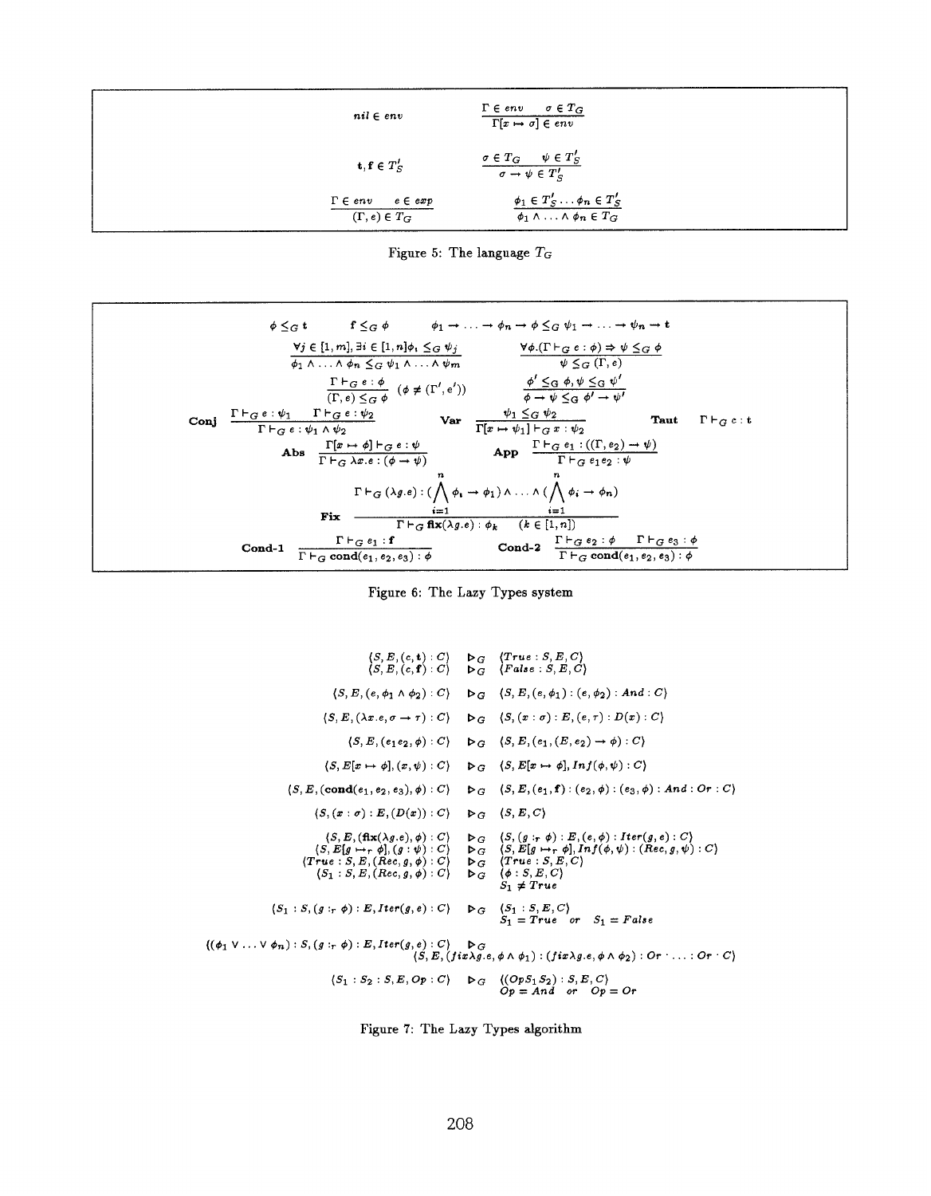$$nil \in env \qquad \frac{\Gamma \in env \quad \sigma \in T_G}{\Gamma[x \mapsto \sigma] \in env}$$

$$\mathbf{t}, \mathbf{f} \in T'_S \qquad \frac{\sigma \in T_G \quad \psi \in T'_S}{\sigma \rightarrow \psi \in T'_S}$$

$$\frac{\Gamma \in env \quad e \in exp}{(\Gamma, e) \in T_G} \qquad \frac{\phi_1 \in T'_S \ldots \phi_n \in T'_S}{\phi_1 \wedge \ldots \wedge \phi_n \in T_G}$$

Figure 5: The language $T_G$

$$\phi \leq_G \mathbf{t} \qquad \mathbf{f} \leq_G \phi \qquad \phi_1 \rightarrow \ldots \rightarrow \phi_n \rightarrow \phi \leq_G \psi_1 \rightarrow \ldots \rightarrow \psi_n \rightarrow \mathbf{t}$$

$$\frac{\forall j \in [1,m], \exists i \in [1,n] \phi_i \leq_G \psi_j}{\phi_1 \wedge \ldots \wedge \phi_n \leq_G \psi_1 \wedge \ldots \wedge \psi_m} \qquad \frac{\forall \phi. (\Gamma \vdash_G e : \phi) \Rightarrow \psi \leq_G \phi}{\psi \leq_G (\Gamma, e)}$$

$$\frac{\Gamma \vdash_G e : \phi}{(\Gamma, e) \leq_G \phi} \; (\phi \neq (\Gamma', e')) \qquad \frac{\phi' \leq_G \phi, \psi \leq_G \psi'}{\phi \rightarrow \psi \leq_G \phi' \rightarrow \psi'}$$

$$\textbf{Conj} \; \frac{\Gamma \vdash_G e : \psi_1 \quad \Gamma \vdash_G e : \psi_2}{\Gamma \vdash_G e : \psi_1 \wedge \psi_2} \qquad \textbf{Var} \; \frac{\psi_1 \leq_G \psi_2}{\Gamma[x \mapsto \psi_1] \vdash_G x : \psi_2} \qquad \textbf{Taut} \quad \Gamma \vdash_G c : \mathbf{t}$$

$$\textbf{Abs} \; \frac{\Gamma[x \mapsto \phi] \vdash_G e : \psi}{\Gamma \vdash_G \lambda x.e : (\phi \rightarrow \psi)} \qquad \textbf{App} \; \frac{\Gamma \vdash_G e_1 : ((\Gamma, e_2) \rightarrow \psi)}{\Gamma \vdash_G e_1 e_2 : \psi}$$

$$\textbf{Fix} \; \frac{\Gamma \vdash_G (\lambda g.e) : (\bigwedge_{i=1}^{n} \phi_i \rightarrow \phi_1) \wedge \ldots \wedge (\bigwedge_{i=1}^{n} \phi_i \rightarrow \phi_n)}{\Gamma \vdash_G \mathbf{fix}(\lambda g.e) : \phi_k \quad (k \in [1,n])}$$

$$\textbf{Cond-1} \; \frac{\Gamma \vdash_G e_1 : \mathbf{f}}{\Gamma \vdash_G \mathbf{cond}(e_1, e_2, e_3) : \phi} \qquad \textbf{Cond-2} \; \frac{\Gamma \vdash_G e_2 : \phi \quad \Gamma \vdash_G e_3 : \phi}{\Gamma \vdash_G \mathbf{cond}(e_1, e_2, e_3) : \phi}$$

Figure 6: The Lazy Types system

$$
\begin{array}{rcl}
\langle S, E, (c, \mathbf{t}) : C \rangle & \triangleright_G & \langle True : S, E, C \rangle \\
\langle S, E, (c, \mathbf{f}) : C \rangle & \triangleright_G & \langle False : S, E, C \rangle \\
\langle S, E, (e, \phi_1 \wedge \phi_2) : C \rangle & \triangleright_G & \langle S, E, (e, \phi_1) : (e, \phi_2) : And : C \rangle \\
\langle S, E, (\lambda x.e, \sigma \rightarrow \tau) : C \rangle & \triangleright_G & \langle S, (x : \sigma) : E, (e, \tau) : D(x) : C \rangle \\
\langle S, E, (e_1 e_2, \phi) : C \rangle & \triangleright_G & \langle S, E, (e_1, (E, e_2) \rightarrow \phi) : C \rangle \\
\langle S, E[x \mapsto \phi], (x, \psi) : C \rangle & \triangleright_G & \langle S, E[x \mapsto \phi], Inf(\phi, \psi) : C \rangle \\
\langle S, E, (\mathbf{cond}(e_1, e_2, e_3), \phi) : C \rangle & \triangleright_G & \langle S, E, (e_1, \mathbf{f}) : (e_2, \phi) : (e_3, \phi) : And : Or : C \rangle \\
\langle S, (x : \sigma) : E, (D(x)) : C \rangle & \triangleright_G & \langle S, E, C \rangle \\
\langle S, E, (\mathbf{fix}(\lambda g.e), \phi) : C \rangle & \triangleright_G & \langle S, (g :_r \phi) : E, (e, \phi) : Iter(g, e) : C \rangle \\
\langle S, E[g \mapsto_r \phi], (g : \psi) : C \rangle & \triangleright_G & \langle S, E[g \mapsto_r \phi], Inf(\phi, \psi) : (Rec, g, \psi) : C \rangle \\
\langle True : S, E, (Rec, g, \phi) : C \rangle & \triangleright_G & \langle True : S, E, C \rangle \\
\langle S_1 : S, E, (Rec, g, \phi) : C \rangle & \triangleright_G & \langle \phi : S, E, C \rangle \\
 & & S_1 \neq True \\
\langle S_1 : S, (g :_r \phi) : E, Iter(g, e) : C \rangle & \triangleright_G & \langle S_1 : S, E, C \rangle \\
 & & S_1 = True \;\; or \;\; S_1 = False \\
\langle (\phi_1 \vee \ldots \vee \phi_n) : S, (g :_r \phi) : E, Iter(g, e) : C \rangle & \triangleright_G & \\
 & & \langle S, E, (fix \lambda g.e, \phi \wedge \phi_1) : (fix \lambda g.e, \phi \wedge \phi_2) : Or \cdot \ldots : Or \cdot C \rangle \\
\langle S_1 : S_2 : S, E, Op : C \rangle & \triangleright_G & \langle (Op S_1 S_2) : S, E, C \rangle \\
 & & Op = And \;\; or \;\; Op = Or
\end{array}
$$

Figure 7: The Lazy Types algorithm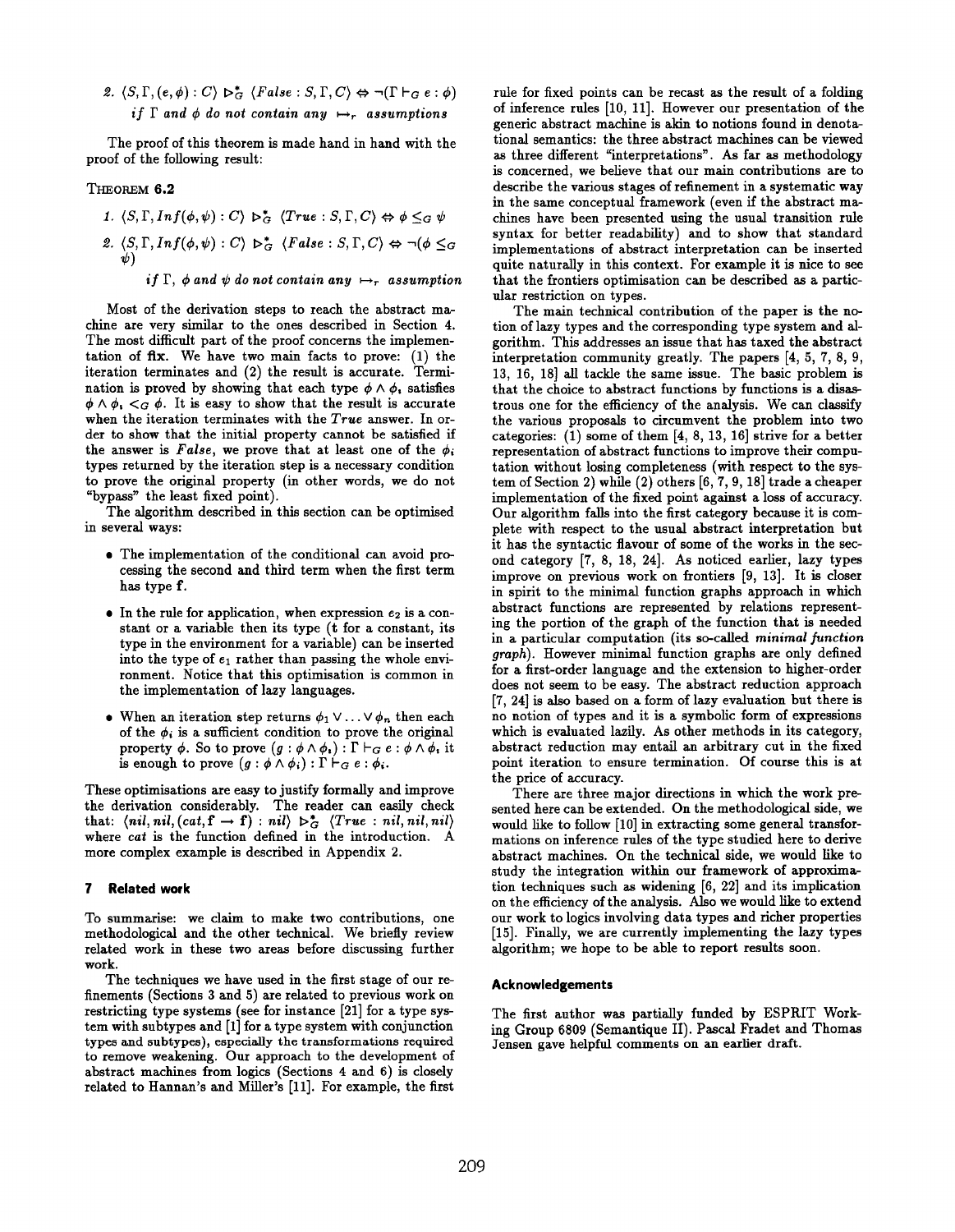2. $\langle S, \Gamma, (e, \phi) : C \rangle \triangleright^*_G \langle False : S, \Gamma, C \rangle \Leftrightarrow \neg(\Gamma \vdash_G e : \phi)$
*if $\Gamma$ and $\phi$ do not contain any $\mapsto_r$ assumptions*

The proof of this theorem is made hand in hand with the proof of the following result:

THEOREM **6.2**

1. $\langle S, \Gamma, Inf(\phi, \psi) : C \rangle \triangleright^*_G \langle True : S, \Gamma, C \rangle \Leftrightarrow \phi \leq_G \psi$
2. $\langle S, \Gamma, Inf(\phi, \psi) : C \rangle \triangleright^*_G \langle False : S, \Gamma, C \rangle \Leftrightarrow \neg(\phi \leq_G \psi)$

*if $\Gamma$, $\phi$ and $\psi$ do not contain any $\mapsto_r$ assumption*

Most of the derivation steps to reach the abstract machine are very similar to the ones described in Section 4. The most difficult part of the proof concerns the implementation of **fix**. We have two main facts to prove: (1) the iteration terminates and (2) the result is accurate. Termination is proved by showing that each type $\phi \wedge \phi_i$ satisfies $\phi \wedge \phi_i <_G \phi$. It is easy to show that the result is accurate when the iteration terminates with the *True* answer. In order to show that the initial property cannot be satisfied if the answer is *False*, we prove that at least one of the $\phi_i$ types returned by the iteration step is a necessary condition to prove the original property (in other words, we do not "bypass" the least fixed point).

The algorithm described in this section can be optimised in several ways:

- The implementation of the conditional can avoid processing the second and third term when the first term has type **f**.
- In the rule for application, when expression $e_2$ is a constant or a variable then its type (**t** for a constant, its type in the environment for a variable) can be inserted into the type of $e_1$ rather than passing the whole environment. Notice that this optimisation is common in the implementation of lazy languages.
- When an iteration step returns $\phi_1 \vee \ldots \vee \phi_n$ then each of the $\phi_i$ is a sufficient condition to prove the original property $\phi$. So to prove $(g : \phi \wedge \phi_i) : \Gamma \vdash_G e : \phi \wedge \phi_i$ it is enough to prove $(g : \phi \wedge \phi_i) : \Gamma \vdash_G e : \phi_i$.

These optimisations are easy to justify formally and improve the derivation considerably. The reader can easily check that: $\langle nil, nil, (cat, \mathbf{f} \rightarrow \mathbf{f}) : nil \rangle \triangleright^*_G \langle True : nil, nil, nil \rangle$ where *cat* is the function defined in the introduction. A more complex example is described in Appendix 2.

## 7 Related work

To summarise: we claim to make two contributions, one methodological and the other technical. We briefly review related work in these two areas before discussing further work.

The techniques we have used in the first stage of our refinements (Sections 3 and 5) are related to previous work on restricting type systems (see for instance [21] for a type system with subtypes and [1] for a type system with conjunction types and subtypes), especially the transformations required to remove weakening. Our approach to the development of abstract machines from logics (Sections 4 and 6) is closely related to Hannan's and Miller's [11]. For example, the first rule for fixed points can be recast as the result of a folding of inference rules [10, 11]. However our presentation of the generic abstract machine is akin to notions found in denotational semantics: the three abstract machines can be viewed as three different "interpretations". As far as methodology is concerned, we believe that our main contributions are to describe the various stages of refinement in a systematic way in the same conceptual framework (even if the abstract machines have been presented using the usual transition rule syntax for better readability) and to show that standard implementations of abstract interpretation can be inserted quite naturally in this context. For example it is nice to see that the frontiers optimisation can be described as a particular restriction on types.

The main technical contribution of the paper is the notion of lazy types and the corresponding type system and algorithm. This addresses an issue that has taxed the abstract interpretation community greatly. The papers [4, 5, 7, 8, 9, 13, 16, 18] all tackle the same issue. The basic problem is that the choice to abstract functions by functions is a disastrous one for the efficiency of the analysis. We can classify the various proposals to circumvent the problem into two categories: (1) some of them [4, 8, 13, 16] strive for a better representation of abstract functions to improve their computation without losing completeness (with respect to the system of Section 2) while (2) others [6, 7, 9, 18] trade a cheaper implementation of the fixed point against a loss of accuracy. Our algorithm falls into the first category because it is complete with respect to the usual abstract interpretation but it has the syntactic flavour of some of the works in the second category [7, 8, 18, 24]. As noticed earlier, lazy types improve on previous work on frontiers [9, 13]. It is closer in spirit to the minimal function graphs approach in which abstract functions are represented by relations representing the portion of the graph of the function that is needed in a particular computation (its so-called *minimal function graph*). However minimal function graphs are only defined for a first-order language and the extension to higher-order does not seem to be easy. The abstract reduction approach [7, 24] is also based on a form of lazy evaluation but there is no notion of types and it is a symbolic form of expressions which is evaluated lazily. As other methods in its category, abstract reduction may entail an arbitrary cut in the fixed point iteration to ensure termination. Of course this is at the price of accuracy.

There are three major directions in which the work presented here can be extended. On the methodological side, we would like to follow [10] in extracting some general transformations on inference rules of the type studied here to derive abstract machines. On the technical side, we would like to study the integration within our framework of approximation techniques such as widening [6, 22] and its implication on the efficiency of the analysis. Also we would like to extend our work to logics involving data types and richer properties [15]. Finally, we are currently implementing the lazy types algorithm; we hope to be able to report results soon.

### Acknowledgements

The first author was partially funded by ESPRIT Working Group 6809 (Semantique II). Pascal Fradet and Thomas Jensen gave helpful comments on an earlier draft.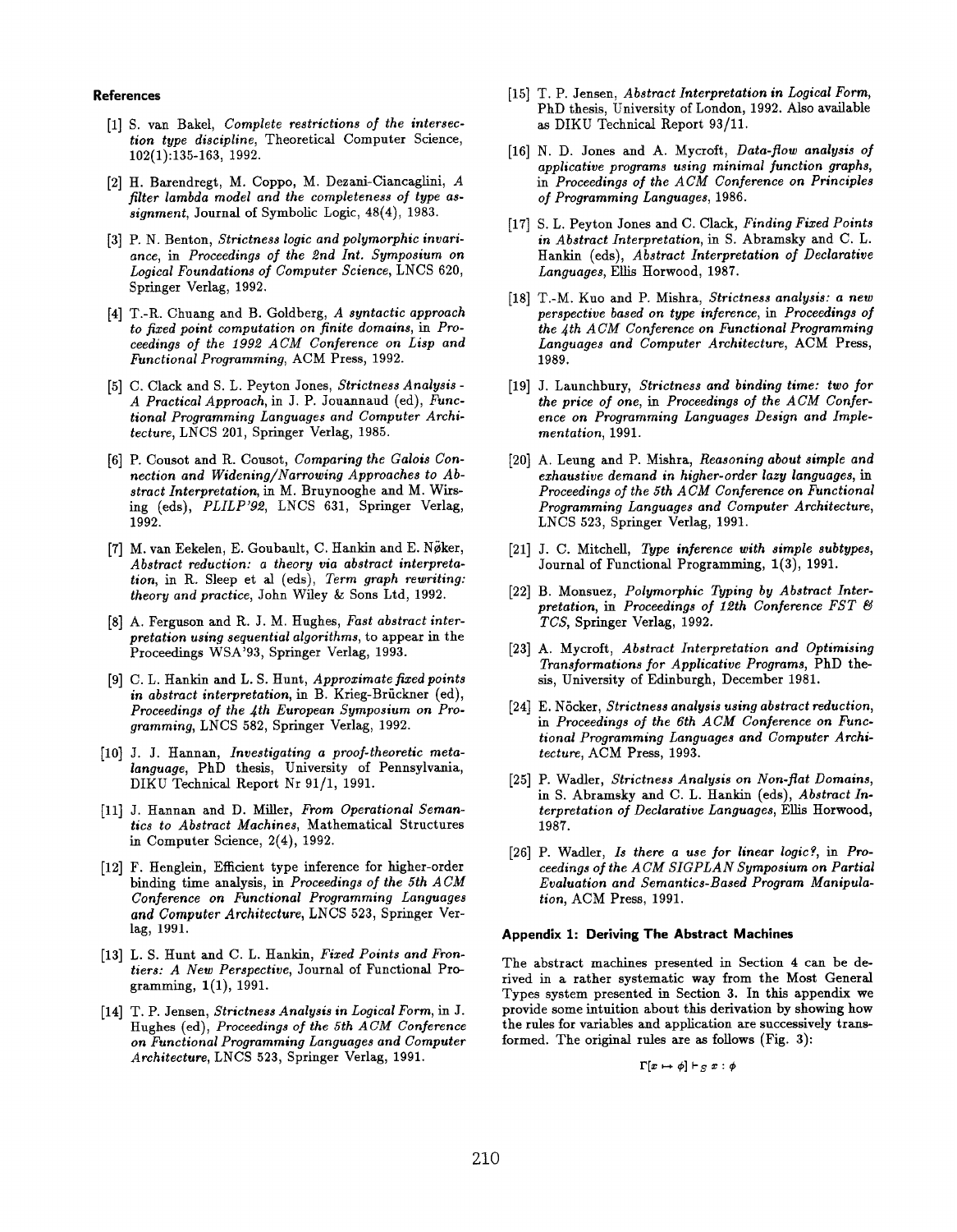## References

[1] S. van Bakel, *Complete restrictions of the intersection type discipline*, Theoretical Computer Science, 102(1):135-163, 1992.

[2] H. Barendregt, M. Coppo, M. Dezani-Ciancaglini, *A filter lambda model and the completeness of type assignment*, Journal of Symbolic Logic, 48(4), 1983.

[3] P. N. Benton, *Strictness logic and polymorphic invariance*, in *Proceedings of the 2nd Int. Symposium on Logical Foundations of Computer Science*, LNCS 620, Springer Verlag, 1992.

[4] T.-R. Chuang and B. Goldberg, *A syntactic approach to fixed point computation on finite domains*, in *Proceedings of the 1992 ACM Conference on Lisp and Functional Programming*, ACM Press, 1992.

[5] C. Clack and S. L. Peyton Jones, *Strictness Analysis - A Practical Approach*, in J. P. Jouannaud (ed), *Functional Programming Languages and Computer Architecture*, LNCS 201, Springer Verlag, 1985.

[6] P. Cousot and R. Cousot, *Comparing the Galois Connection and Widening/Narrowing Approaches to Abstract Interpretation*, in M. Bruynooghe and M. Wirsing (eds), *PLILP'92*, LNCS 631, Springer Verlag, 1992.

[7] M. van Eekelen, E. Goubault, C. Hankin and E. Nöcker, *Abstract reduction: a theory via abstract interpretation*, in R. Sleep et al (eds), *Term graph rewriting: theory and practice*, John Wiley & Sons Ltd, 1992.

[8] A. Ferguson and R. J. M. Hughes, *Fast abstract interpretation using sequential algorithms*, to appear in the Proceedings WSA'93, Springer Verlag, 1993.

[9] C. L. Hankin and L. S. Hunt, *Approximate fixed points in abstract interpretation*, in B. Krieg-Brückner (ed), *Proceedings of the 4th European Symposium on Programming*, LNCS 582, Springer Verlag, 1992.

[10] J. J. Hannan, *Investigating a proof-theoretic metalanguage*, PhD thesis, University of Pennsylvania, DIKU Technical Report Nr 91/1, 1991.

[11] J. Hannan and D. Miller, *From Operational Semantics to Abstract Machines*, Mathematical Structures in Computer Science, 2(4), 1992.

[12] F. Henglein, Efficient type inference for higher-order binding time analysis, in *Proceedings of the 5th ACM Conference on Functional Programming Languages and Computer Architecture*, LNCS 523, Springer Verlag, 1991.

[13] L. S. Hunt and C. L. Hankin, *Fixed Points and Frontiers: A New Perspective*, Journal of Functional Programming, 1(1), 1991.

[14] T. P. Jensen, *Strictness Analysis in Logical Form*, in J. Hughes (ed), *Proceedings of the 5th ACM Conference on Functional Programming Languages and Computer Architecture*, LNCS 523, Springer Verlag, 1991.

[15] T. P. Jensen, *Abstract Interpretation in Logical Form*, PhD thesis, University of London, 1992. Also available as DIKU Technical Report 93/11.

[16] N. D. Jones and A. Mycroft, *Data-flow analysis of applicative programs using minimal function graphs*, in *Proceedings of the ACM Conference on Principles of Programming Languages*, 1986.

[17] S. L. Peyton Jones and C. Clack, *Finding Fixed Points in Abstract Interpretation*, in S. Abramsky and C. L. Hankin (eds), *Abstract Interpretation of Declarative Languages*, Ellis Horwood, 1987.

[18] T.-M. Kuo and P. Mishra, *Strictness analysis: a new perspective based on type inference*, in *Proceedings of the 4th ACM Conference on Functional Programming Languages and Computer Architecture*, ACM Press, 1989.

[19] J. Launchbury, *Strictness and binding time: two for the price of one*, in *Proceedings of the ACM Conference on Programming Languages Design and Implementation*, 1991.

[20] A. Leung and P. Mishra, *Reasoning about simple and exhaustive demand in higher-order lazy languages*, in *Proceedings of the 5th ACM Conference on Functional Programming Languages and Computer Architecture*, LNCS 523, Springer Verlag, 1991.

[21] J. C. Mitchell, *Type inference with simple subtypes*, Journal of Functional Programming, 1(3), 1991.

[22] B. Monsuez, *Polymorphic Typing by Abstract Interpretation*, in *Proceedings of 12th Conference FST & TCS*, Springer Verlag, 1992.

[23] A. Mycroft, *Abstract Interpretation and Optimising Transformations for Applicative Programs*, PhD thesis, University of Edinburgh, December 1981.

[24] E. Nöcker, *Strictness analysis using abstract reduction*, in *Proceedings of the 6th ACM Conference on Functional Programming Languages and Computer Architecture*, ACM Press, 1993.

[25] P. Wadler, *Strictness Analysis on Non-flat Domains*, in S. Abramsky and C. L. Hankin (eds), *Abstract Interpretation of Declarative Languages*, Ellis Horwood, 1987.

[26] P. Wadler, *Is there a use for linear logic?*, in *Proceedings of the ACM SIGPLAN Symposium on Partial Evaluation and Semantics-Based Program Manipulation*, ACM Press, 1991.

## Appendix 1: Deriving The Abstract Machines

The abstract machines presented in Section 4 can be derived in a rather systematic way from the Most General Types system presented in Section 3. In this appendix we provide some intuition about this derivation by showing how the rules for variables and application are successively transformed. The original rules are as follows (Fig. 3):

$$\Gamma[x \mapsto \phi] \vdash_S x : \phi$$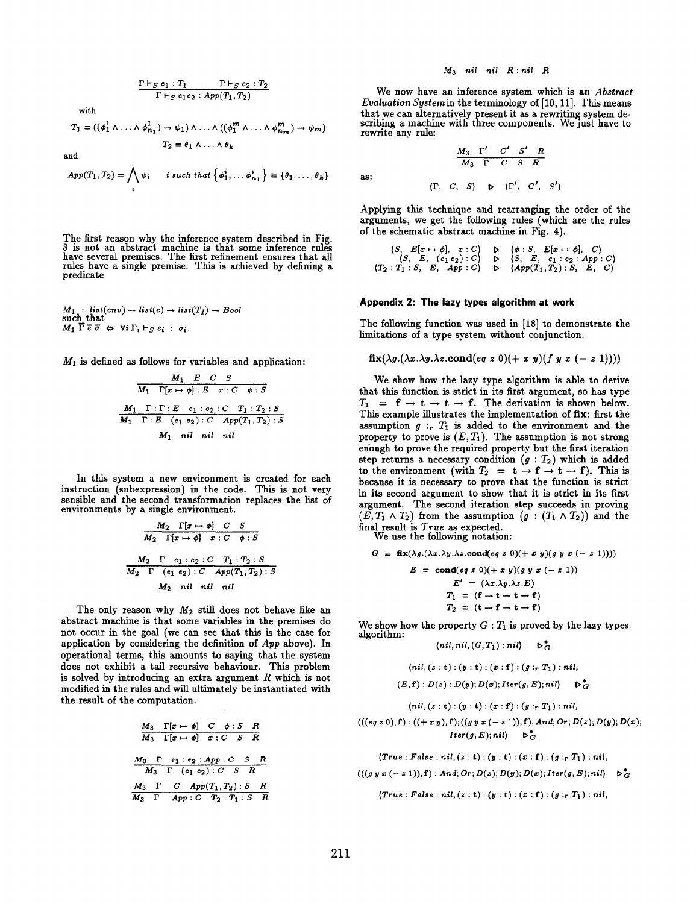$$\frac{\Gamma \vdash_S e_1 : T_1 \qquad \Gamma \vdash_S e_2 : T_2}{\Gamma \vdash_S e_1 e_2 : App(T_1, T_2)}$$

with

$$T_1 = ((\phi_1^1 \wedge \ldots \wedge \phi_{n_1}^1) \rightarrow \psi_1) \wedge \ldots \wedge ((\phi_1^m \wedge \ldots \wedge \phi_{nm}^m) \rightarrow \psi_m)$$

$$T_2 = \theta_1 \wedge \ldots \wedge \theta_k$$

and

$$App(T_1, T_2) = \bigwedge_i \psi_i \quad i \text{ such that } \{\phi_1^i, \ldots \phi_{n_1}^i\} \equiv \{\theta_1, \ldots, \theta_k\}$$

The first reason why the inference system described in Fig. 3 is not an abstract machine is that some inference rules have several premises. The first refinement ensures that all rules have a single premise. This is achieved by defining a predicate

$$M_1 : list(env) \rightarrow list(e) \rightarrow list(T_I) \rightarrow Bool$$

such that

$$M_1\ \overline{\Gamma}\ \overline{e}\ \overline{\sigma} \Leftrightarrow \forall i\ \Gamma_i \vdash_S e_i : \sigma_i.$$

$M_1$ is defined as follows for variables and application:

$$\frac{M_1 \quad E \quad C \quad S}{M_1 \quad \Gamma[x \mapsto \phi] : E \quad x : C \quad \phi : S}$$

$$\frac{M_1 \quad \Gamma : \Gamma : E \quad e_1 : e_2 : C \quad T_1 : T_2 : S}{M_1 \quad \Gamma : E \quad (e_1\ e_2) : C \quad App(T_1, T_2) : S}$$

$$M_1 \quad nil \quad nil \quad nil$$

In this system a new environment is created for each instruction (subexpression) in the code. This is not very sensible and the second transformation replaces the list of environments by a single environment.

$$\frac{M_2 \quad \Gamma[x \mapsto \phi] \quad C \quad S}{M_2 \quad \Gamma[x \mapsto \phi] \quad x : C \quad \phi : S}$$

$$\frac{M_2 \quad \Gamma \quad e_1 : e_2 : C \quad T_1 : T_2 : S}{M_2 \quad \Gamma \quad (e_1\ e_2) : C \quad App(T_1, T_2) : S}$$

$$M_2 \quad nil \quad nil \quad nil$$

The only reason why $M_2$ still does not behave like an abstract machine is that some variables in the premises do not occur in the goal (we can see that this is the case for application by considering the definition of $App$ above). In operational terms, this amounts to saying that the system does not exhibit a tail recursive behaviour. This problem is solved by introducing an extra argument $R$ which is not modified in the rules and will ultimately be instantiated with the result of the computation.

$$\frac{M_3 \quad \Gamma[x \mapsto \phi] \quad C \quad \phi : S \quad R}{M_3 \quad \Gamma[x \mapsto \phi] \quad x : C \quad S \quad R}$$

$$\frac{M_3 \quad \Gamma \quad e_1 : e_2 : App : C \quad S \quad R}{M_3 \quad \Gamma \quad (e_1\ e_2) : C \quad S \quad R}$$

$$\frac{M_3 \quad \Gamma \quad C \quad App(T_1, T_2) : S \quad R}{M_3 \quad \Gamma \quad App : C \quad T_2 : T_1 : S \quad R}$$

$$M_3 \quad nil \quad nil \quad R : nil \quad R$$

We now have an inference system which is an *Abstract Evaluation System* in the terminology of [10, 11]. This means that we can alternatively present it as a rewriting system describing a machine with three components. We just have to rewrite any rule:

$$\frac{M_3 \quad \Gamma' \quad C' \quad S' \quad R}{M_3 \quad \Gamma \quad C \quad S \quad R}$$

as:

$$\langle \Gamma,\ C,\ S \rangle \quad \triangleright \quad \langle \Gamma',\ C',\ S' \rangle$$

Applying this technique and rearranging the order of the arguments, we get the following rules (which are the rules of the schematic abstract machine in Fig. 4).

$$\begin{array}{lcl}
\langle S,\ E[x \mapsto \phi],\ x : C \rangle & \triangleright & \langle \phi : S,\ E[x \mapsto \phi],\ C \rangle \\
\langle S,\ E,\ (e_1\, e_2) : C \rangle & \triangleright & \langle S,\ E,\ e_1 : e_2 : App : C \rangle \\
\langle T_2 : T_1 : S,\ E,\ App : C \rangle & \triangleright & \langle App(T_1, T_2) : S,\ E,\ C \rangle
\end{array}$$

## Appendix 2: The lazy types algorithm at work

The following function was used in [18] to demonstrate the limitations of a type system without conjunction.

$$\mathbf{fix}(\lambda g.(\lambda x.\lambda y.\lambda z.\mathbf{cond}(eq\ z\ 0)(+\ x\ y)(f\ y\ x\ (-\ z\ 1))))$$

We show how the lazy type algorithm is able to derive that this function is strict in its first argument, so has type $T_1 = \mathbf{f} \rightarrow \mathbf{t} \rightarrow \mathbf{t} \rightarrow \mathbf{f}$. The derivation is shown below. This example illustrates the implementation of **fix**: first the assumption $g :_r T_1$ is added to the environment and the property to prove is $(E, T_1)$. The assumption is not strong enough to prove the required property but the first iteration step returns a necessary condition $(g : T_2)$ which is added to the environment (with $T_2 = \mathbf{t} \rightarrow \mathbf{f} \rightarrow \mathbf{t} \rightarrow \mathbf{f}$). This is because it is necessary to prove that the function is strict in its second argument to show that it is strict in its first argument. The second iteration step succeeds in proving $(E, T_1 \wedge T_2)$ from the assumption $(g : (T_1 \wedge T_2))$ and the final result is $True$ as expected.

We use the following notation:

$$\begin{array}{rcl}
G & = & \mathbf{fix}(\lambda g.(\lambda x.\lambda y.\lambda z.\mathbf{cond}(eq\ z\ 0)(+\ x\ y)(g\ y\ x\ (-\ z\ 1)))) \\
E & = & \mathbf{cond}(eq\ z\ 0)(+\ x\ y)(g\ y\ x\ (-\ z\ 1)) \\
E' & = & (\lambda x.\lambda y.\lambda z.E) \\
T_1 & = & (\mathbf{f} \rightarrow \mathbf{t} \rightarrow \mathbf{t} \rightarrow \mathbf{f}) \\
T_2 & = & (\mathbf{t} \rightarrow \mathbf{f} \rightarrow \mathbf{t} \rightarrow \mathbf{f})
\end{array}$$

We show how the property $G : T_1$ is proved by the lazy types algorithm:

$$\langle nil, nil, (G, T_1) : nil \rangle \quad \triangleright_G^*$$

$$\langle nil, (z : \mathbf{t}) : (y : \mathbf{t}) : (x : \mathbf{f}) : (g :_r T_1) : nil,$$
$$(E, \mathbf{f}) : D(z) : D(y); D(x); Iter(g, E); nil \rangle \quad \triangleright_G$$

$$\langle nil, (z : \mathbf{t}) : (y : \mathbf{t}) : (x : \mathbf{f}) : (g :_r T_1) : nil,$$
$$(((eq\ z\ 0), \mathbf{f}) : ((+\ x\ y), \mathbf{f}); ((g\ y\ x\ (-\ z\ 1)), \mathbf{f}); And; Or; D(z); D(y); D(x);$$
$$Iter(g, E); nil \rangle \quad \triangleright_G^*$$

$$\langle True : False : nil, (z : \mathbf{t}) : (y : \mathbf{t}) : (x : \mathbf{f}) : (g :_r T_1) : nil,$$
$$(((g\ y\ x\ (-\ z\ 1)), \mathbf{f}) : And; Or; D(z); D(y); D(x); Iter(g, E); nil \rangle \quad \triangleright_G^*$$

$$\langle True : False : nil, (z : \mathbf{t}) : (y : \mathbf{t}) : (x : \mathbf{f}) : (g :_r T_1) : nil,$$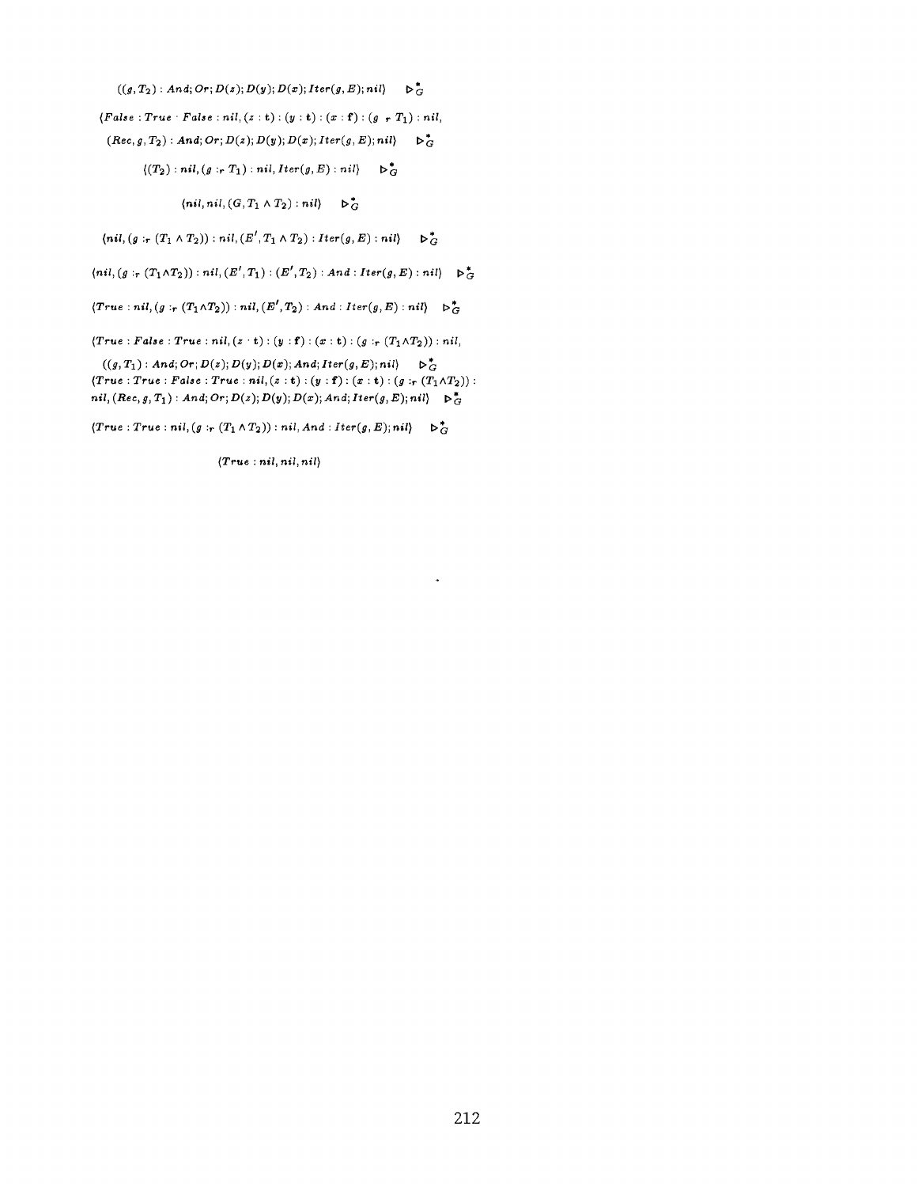$$\langle (g, T_2) : And; Or; D(z); D(y); D(x); Iter(g, E); nil\rangle \quad \triangleright^*_G$$

$$\langle False : True : False : nil, (z : \mathbf{t}) : (y : \mathbf{t}) : (x : \mathbf{f}) : (g :_r T_1) : nil,$$
$$(Rec, g, T_2) : And; Or; D(z); D(y); D(x); Iter(g, E); nil\rangle \quad \triangleright^*_G$$

$$\langle (T_2) : nil, (g :_r T_1) : nil, Iter(g, E) : nil\rangle \quad \triangleright^*_G$$

$$\langle nil, nil, (G, T_1 \wedge T_2) : nil\rangle \quad \triangleright^*_G$$

$$\langle nil, (g :_r (T_1 \wedge T_2)) : nil, (E', T_1 \wedge T_2) : Iter(g, E) : nil\rangle \quad \triangleright^*_G$$

$$\langle nil, (g :_r (T_1 \wedge T_2)) : nil, (E', T_1) : (E', T_2) : And : Iter(g, E) : nil\rangle \quad \triangleright^*_G$$

$$\langle True : nil, (g :_r (T_1 \wedge T_2)) : nil, (E', T_2) : And : Iter(g, E) : nil\rangle \quad \triangleright^*_G$$

$$\langle True : False : True : nil, (z : \mathbf{t}) : (y : \mathbf{f}) : (x : \mathbf{t}) : (g :_r (T_1 \wedge T_2)) : nil,$$
$$((g, T_1) : And; Or; D(z); D(y); D(x); And; Iter(g, E); nil\rangle \quad \triangleright^*_G$$

$$\langle True : True : False : True : nil, (z : \mathbf{t}) : (y : \mathbf{f}) : (x : \mathbf{t}) : (g :_r (T_1 \wedge T_2)) :$$
$$nil, (Rec, g, T_1) : And; Or; D(z); D(y); D(x); And; Iter(g, E); nil\rangle \quad \triangleright^*_G$$

$$\langle True : True : nil, (g :_r (T_1 \wedge T_2)) : nil, And : Iter(g, E); nil\rangle \quad \triangleright^*_G$$

$$\langle True : nil, nil, nil\rangle$$